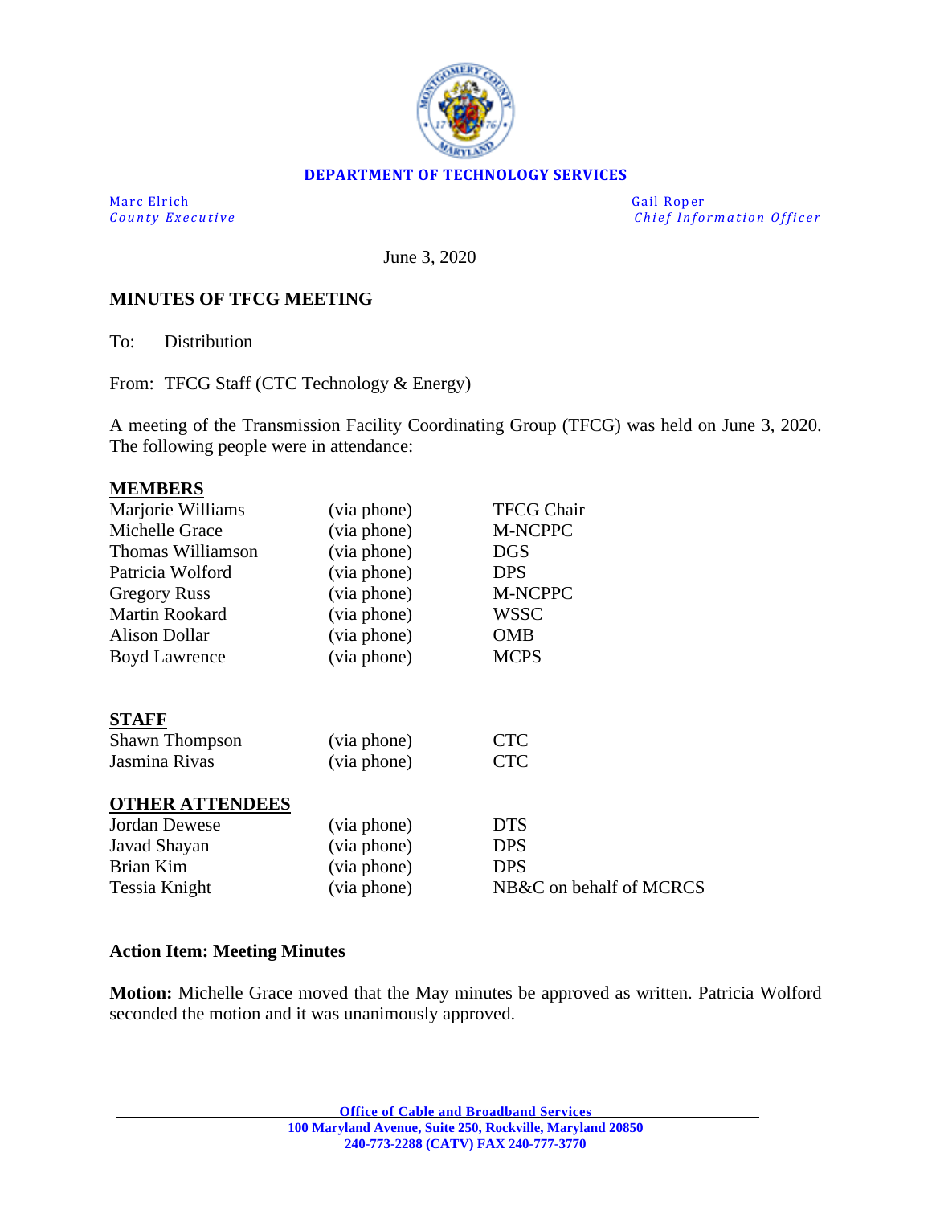**DEPARTMENT OF TECHNOLOGY SERVICES**

| | |
|---|---|
| Marc Elrich<br>*County Executive* | Gail Roper<br>*Chief Information Officer* |

June 3, 2020

**MINUTES OF TFCG MEETING**

To: Distribution

From: TFCG Staff (CTC Technology & Energy)

A meeting of the Transmission Facility Coordinating Group (TFCG) was held on June 3, 2020. The following people were in attendance:

**MEMBERS**

| | | |
|---|---|---|
| Marjorie Williams | (via phone) | TFCG Chair |
| Michelle Grace | (via phone) | M-NCPPC |
| Thomas Williamson | (via phone) | DGS |
| Patricia Wolford | (via phone) | DPS |
| Gregory Russ | (via phone) | M-NCPPC |
| Martin Rookard | (via phone) | WSSC |
| Alison Dollar | (via phone) | OMB |
| Boyd Lawrence | (via phone) | MCPS |

**STAFF**

| | | |
|---|---|---|
| Shawn Thompson | (via phone) | CTC |
| Jasmina Rivas | (via phone) | CTC |

**OTHER ATTENDEES**

| | | |
|---|---|---|
| Jordan Dewese | (via phone) | DTS |
| Javad Shayan | (via phone) | DPS |
| Brian Kim | (via phone) | DPS |
| Tessia Knight | (via phone) | NB&C on behalf of MCRCS |

**Action Item: Meeting Minutes**

**Motion:** Michelle Grace moved that the May minutes be approved as written. Patricia Wolford seconded the motion and it was unanimously approved.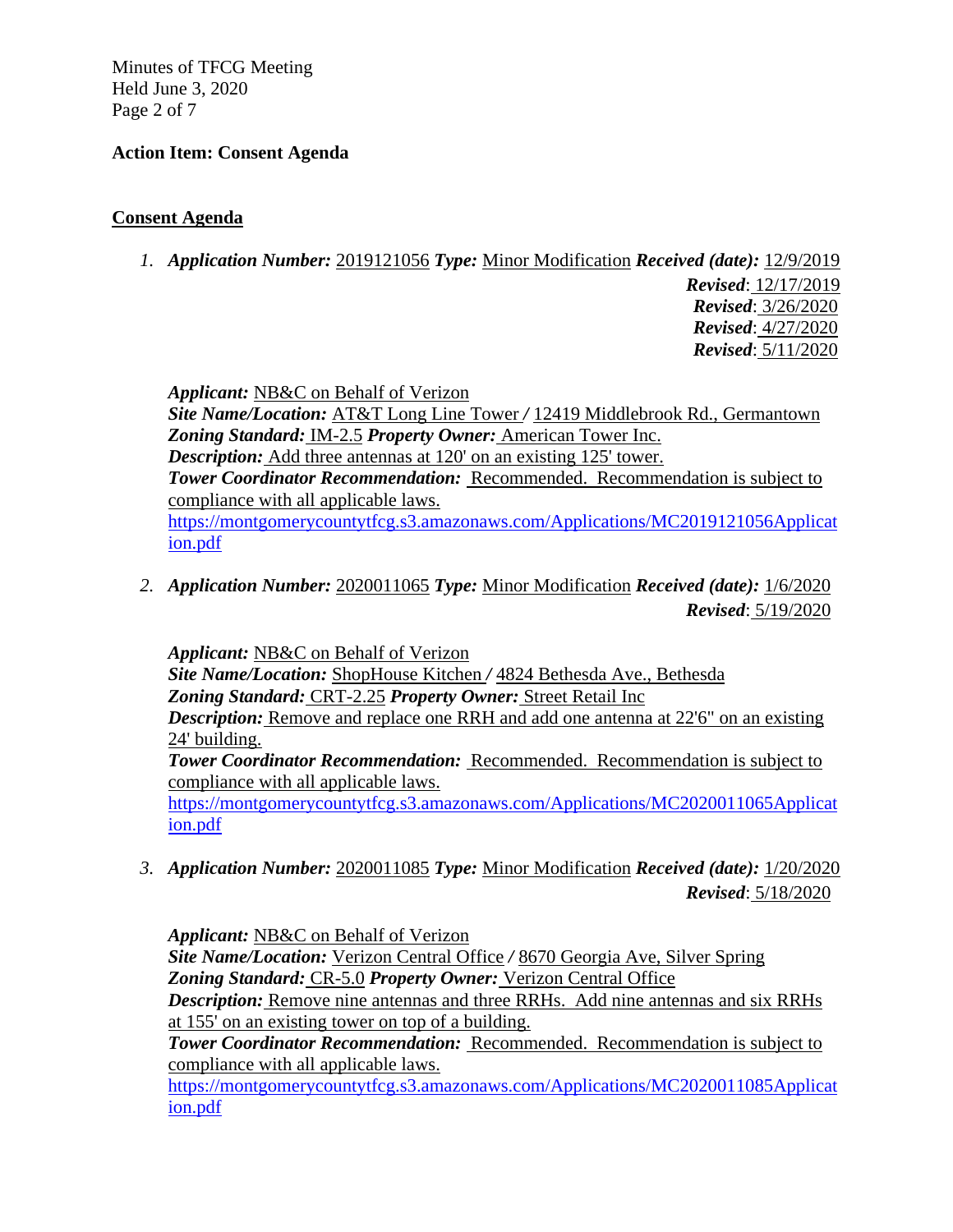**Action Item: Consent Agenda**

**Consent Agenda**

1. ***Application Number:*** 2019121056 ***Type:*** Minor Modification ***Received (date):*** 12/9/2019
   ***Revised***: 12/17/2019
   ***Revised***: 3/26/2020
   ***Revised***: 4/27/2020
   ***Revised***: 5/11/2020

   ***Applicant:*** NB&C on Behalf of Verizon
   ***Site Name/Location:*** AT&T Long Line Tower */* 12419 Middlebrook Rd., Germantown
   ***Zoning Standard:*** IM-2.5 ***Property Owner:*** American Tower Inc.
   ***Description:*** Add three antennas at 120' on an existing 125' tower.
   ***Tower Coordinator Recommendation:*** Recommended. Recommendation is subject to compliance with all applicable laws.
   https://montgomerycountytfcg.s3.amazonaws.com/Applications/MC2019121056Application.pdf

2. ***Application Number:*** 2020011065 ***Type:*** Minor Modification ***Received (date):*** 1/6/2020
   ***Revised***: 5/19/2020

   ***Applicant:*** NB&C on Behalf of Verizon
   ***Site Name/Location:*** ShopHouse Kitchen */* 4824 Bethesda Ave., Bethesda
   ***Zoning Standard:*** CRT-2.25 ***Property Owner:*** Street Retail Inc
   ***Description:*** Remove and replace one RRH and add one antenna at 22'6" on an existing 24' building.
   ***Tower Coordinator Recommendation:*** Recommended. Recommendation is subject to compliance with all applicable laws.
   https://montgomerycountytfcg.s3.amazonaws.com/Applications/MC2020011065Application.pdf

3. ***Application Number:*** 2020011085 ***Type:*** Minor Modification ***Received (date):*** 1/20/2020
   ***Revised***: 5/18/2020

   ***Applicant:*** NB&C on Behalf of Verizon
   ***Site Name/Location:*** Verizon Central Office */* 8670 Georgia Ave, Silver Spring
   ***Zoning Standard:*** CR-5.0 ***Property Owner:*** Verizon Central Office
   ***Description:*** Remove nine antennas and three RRHs. Add nine antennas and six RRHs at 155' on an existing tower on top of a building.
   ***Tower Coordinator Recommendation:*** Recommended. Recommendation is subject to compliance with all applicable laws.
   https://montgomerycountytfcg.s3.amazonaws.com/Applications/MC2020011085Application.pdf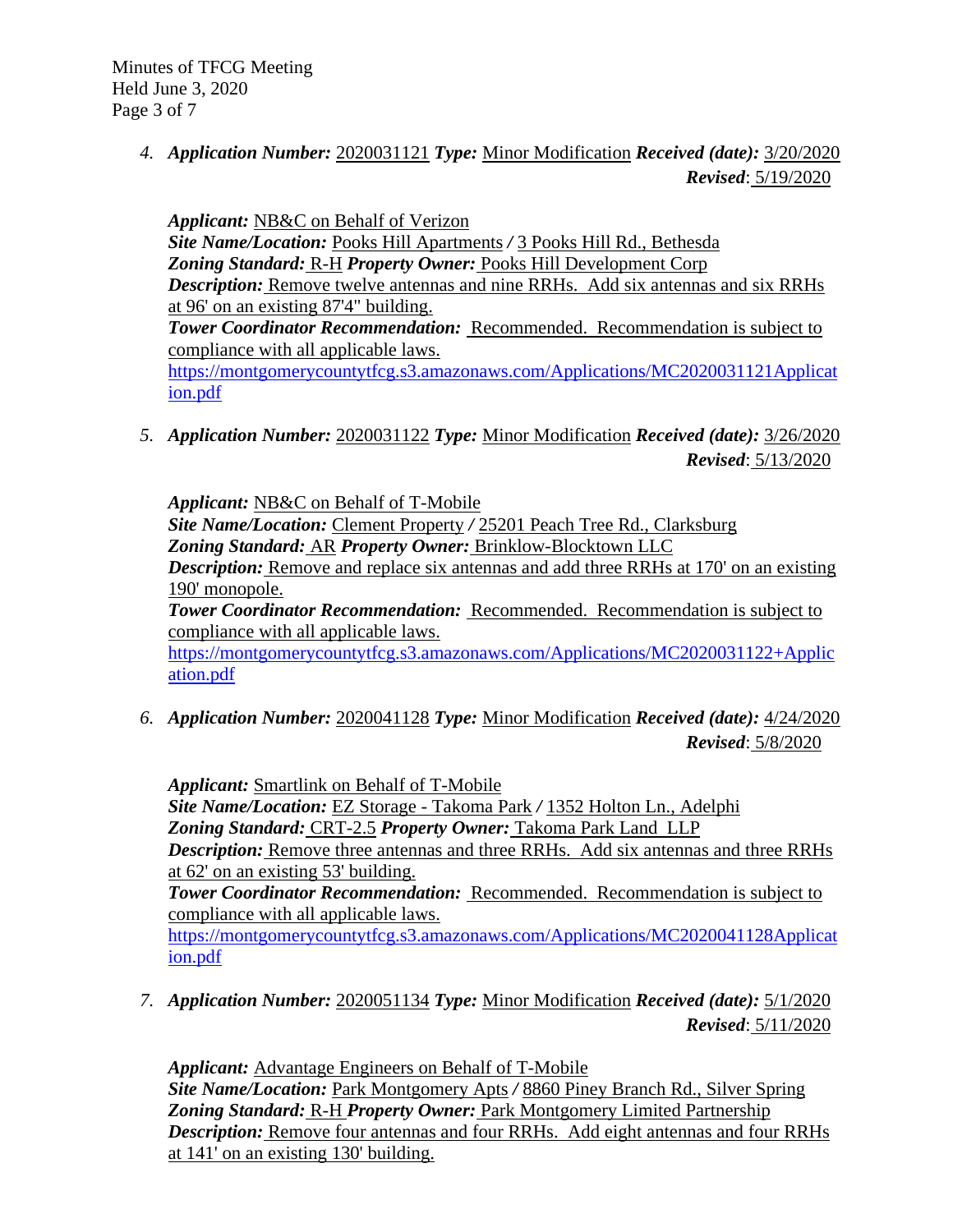4. ***Application Number:*** 2020031121 ***Type:*** Minor Modification ***Received (date):*** 3/20/2020
***Revised***: 5/19/2020

   ***Applicant:*** NB&C on Behalf of Verizon
   ***Site Name/Location:*** Pooks Hill Apartments */* 3 Pooks Hill Rd., Bethesda
   ***Zoning Standard:*** R-H ***Property Owner:*** Pooks Hill Development Corp
   ***Description:*** Remove twelve antennas and nine RRHs. Add six antennas and six RRHs at 96' on an existing 87'4" building.
   ***Tower Coordinator Recommendation:*** Recommended. Recommendation is subject to compliance with all applicable laws.
   https://montgomerycountytfcg.s3.amazonaws.com/Applications/MC2020031121Application.pdf

5. ***Application Number:*** 2020031122 ***Type:*** Minor Modification ***Received (date):*** 3/26/2020
***Revised***: 5/13/2020

   ***Applicant:*** NB&C on Behalf of T-Mobile
   ***Site Name/Location:*** Clement Property */* 25201 Peach Tree Rd., Clarksburg
   ***Zoning Standard:*** AR ***Property Owner:*** Brinklow-Blocktown LLC
   ***Description:*** Remove and replace six antennas and add three RRHs at 170' on an existing 190' monopole.
   ***Tower Coordinator Recommendation:*** Recommended. Recommendation is subject to compliance with all applicable laws.
   https://montgomerycountytfcg.s3.amazonaws.com/Applications/MC2020031122+Application.pdf

6. ***Application Number:*** 2020041128 ***Type:*** Minor Modification ***Received (date):*** 4/24/2020
***Revised***: 5/8/2020

   ***Applicant:*** Smartlink on Behalf of T-Mobile
   ***Site Name/Location:*** EZ Storage - Takoma Park */* 1352 Holton Ln., Adelphi
   ***Zoning Standard:*** CRT-2.5 ***Property Owner:*** Takoma Park Land LLP
   ***Description:*** Remove three antennas and three RRHs. Add six antennas and three RRHs at 62' on an existing 53' building.
   ***Tower Coordinator Recommendation:*** Recommended. Recommendation is subject to compliance with all applicable laws.
   https://montgomerycountytfcg.s3.amazonaws.com/Applications/MC2020041128Application.pdf

7. ***Application Number:*** 2020051134 ***Type:*** Minor Modification ***Received (date):*** 5/1/2020
***Revised***: 5/11/2020

   ***Applicant:*** Advantage Engineers on Behalf of T-Mobile
   ***Site Name/Location:*** Park Montgomery Apts */* 8860 Piney Branch Rd., Silver Spring
   ***Zoning Standard:*** R-H ***Property Owner:*** Park Montgomery Limited Partnership
   ***Description:*** Remove four antennas and four RRHs. Add eight antennas and four RRHs at 141' on an existing 130' building.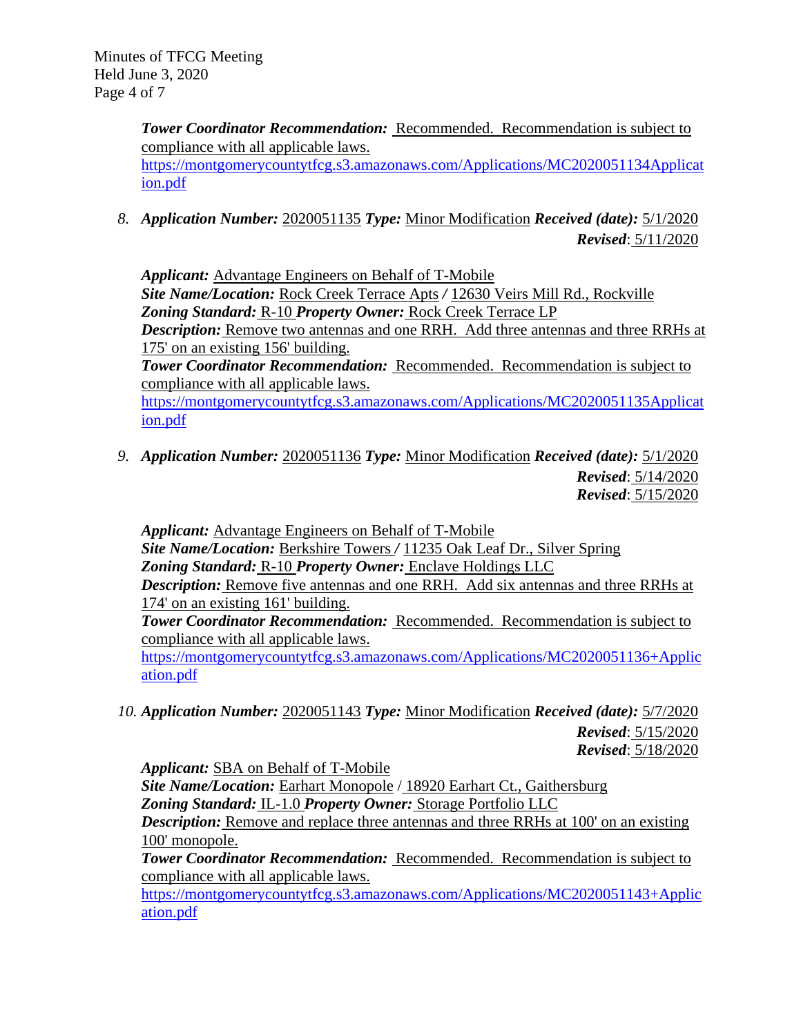***Tower Coordinator Recommendation:*** Recommended. Recommendation is subject to compliance with all applicable laws.
https://montgomerycountytfcg.s3.amazonaws.com/Applications/MC2020051134Application.pdf

8. ***Application Number:*** 2020051135 ***Type:*** Minor Modification ***Received (date):*** 5/1/2020
***Revised***: 5/11/2020

   ***Applicant:*** Advantage Engineers on Behalf of T-Mobile
   ***Site Name/Location:*** Rock Creek Terrace Apts */* 12630 Veirs Mill Rd., Rockville
   ***Zoning Standard:*** R-10 ***Property Owner:*** Rock Creek Terrace LP
   ***Description:*** Remove two antennas and one RRH. Add three antennas and three RRHs at 175' on an existing 156' building.
   ***Tower Coordinator Recommendation:*** Recommended. Recommendation is subject to compliance with all applicable laws.
   https://montgomerycountytfcg.s3.amazonaws.com/Applications/MC2020051135Application.pdf

9. ***Application Number:*** 2020051136 ***Type:*** Minor Modification ***Received (date):*** 5/1/2020
***Revised***: 5/14/2020
***Revised***: 5/15/2020

   ***Applicant:*** Advantage Engineers on Behalf of T-Mobile
   ***Site Name/Location:*** Berkshire Towers */* 11235 Oak Leaf Dr., Silver Spring
   ***Zoning Standard:*** R-10 ***Property Owner:*** Enclave Holdings LLC
   ***Description:*** Remove five antennas and one RRH. Add six antennas and three RRHs at 174' on an existing 161' building.
   ***Tower Coordinator Recommendation:*** Recommended. Recommendation is subject to compliance with all applicable laws.
   https://montgomerycountytfcg.s3.amazonaws.com/Applications/MC2020051136+Application.pdf

10. ***Application Number:*** 2020051143 ***Type:*** Minor Modification ***Received (date):*** 5/7/2020
***Revised***: 5/15/2020
***Revised***: 5/18/2020

    ***Applicant:*** SBA on Behalf of T-Mobile
    ***Site Name/Location:*** Earhart Monopole / 18920 Earhart Ct., Gaithersburg
    ***Zoning Standard:*** IL-1.0 ***Property Owner:*** Storage Portfolio LLC
    ***Description:*** Remove and replace three antennas and three RRHs at 100' on an existing 100' monopole.
    ***Tower Coordinator Recommendation:*** Recommended. Recommendation is subject to compliance with all applicable laws.
    https://montgomerycountytfcg.s3.amazonaws.com/Applications/MC2020051143+Application.pdf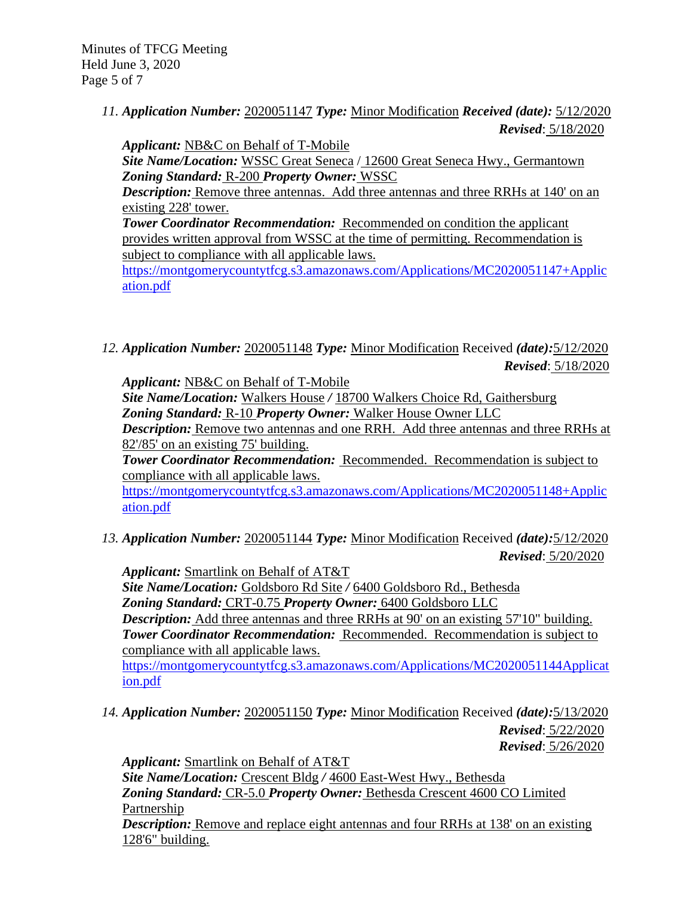11. ***Application Number:*** 2020051147 ***Type:*** Minor Modification ***Received (date):*** 5/12/2020
***Revised***: 5/18/2020

***Applicant:*** NB&C on Behalf of T-Mobile
***Site Name/Location:*** WSSC Great Seneca / 12600 Great Seneca Hwy., Germantown
***Zoning Standard:*** R-200 ***Property Owner:*** WSSC
***Description:*** Remove three antennas. Add three antennas and three RRHs at 140' on an existing 228' tower.
***Tower Coordinator Recommendation:*** Recommended on condition the applicant provides written approval from WSSC at the time of permitting. Recommendation is subject to compliance with all applicable laws.
https://montgomerycountytfcg.s3.amazonaws.com/Applications/MC2020051147+Application.pdf

12. ***Application Number:*** 2020051148 ***Type:*** Minor Modification Received ***(date):***5/12/2020
***Revised***: 5/18/2020

***Applicant:*** NB&C on Behalf of T-Mobile
***Site Name/Location:*** Walkers House / 18700 Walkers Choice Rd, Gaithersburg
***Zoning Standard:*** R-10 ***Property Owner:*** Walker House Owner LLC
***Description:*** Remove two antennas and one RRH. Add three antennas and three RRHs at 82'/85' on an existing 75' building.
***Tower Coordinator Recommendation:*** Recommended. Recommendation is subject to compliance with all applicable laws.
https://montgomerycountytfcg.s3.amazonaws.com/Applications/MC2020051148+Application.pdf

13. ***Application Number:*** 2020051144 ***Type:*** Minor Modification Received ***(date):***5/12/2020
***Revised***: 5/20/2020

***Applicant:*** Smartlink on Behalf of AT&T
***Site Name/Location:*** Goldsboro Rd Site / 6400 Goldsboro Rd., Bethesda
***Zoning Standard:*** CRT-0.75 ***Property Owner:*** 6400 Goldsboro LLC
***Description:*** Add three antennas and three RRHs at 90' on an existing 57'10" building.
***Tower Coordinator Recommendation:*** Recommended. Recommendation is subject to compliance with all applicable laws.
https://montgomerycountytfcg.s3.amazonaws.com/Applications/MC2020051144Application.pdf

14. ***Application Number:*** 2020051150 ***Type:*** Minor Modification Received ***(date):***5/13/2020
***Revised***: 5/22/2020
***Revised***: 5/26/2020

***Applicant:*** Smartlink on Behalf of AT&T
***Site Name/Location:*** Crescent Bldg / 4600 East-West Hwy., Bethesda
***Zoning Standard:*** CR-5.0 ***Property Owner:*** Bethesda Crescent 4600 CO Limited Partnership
***Description:*** Remove and replace eight antennas and four RRHs at 138' on an existing 128'6" building.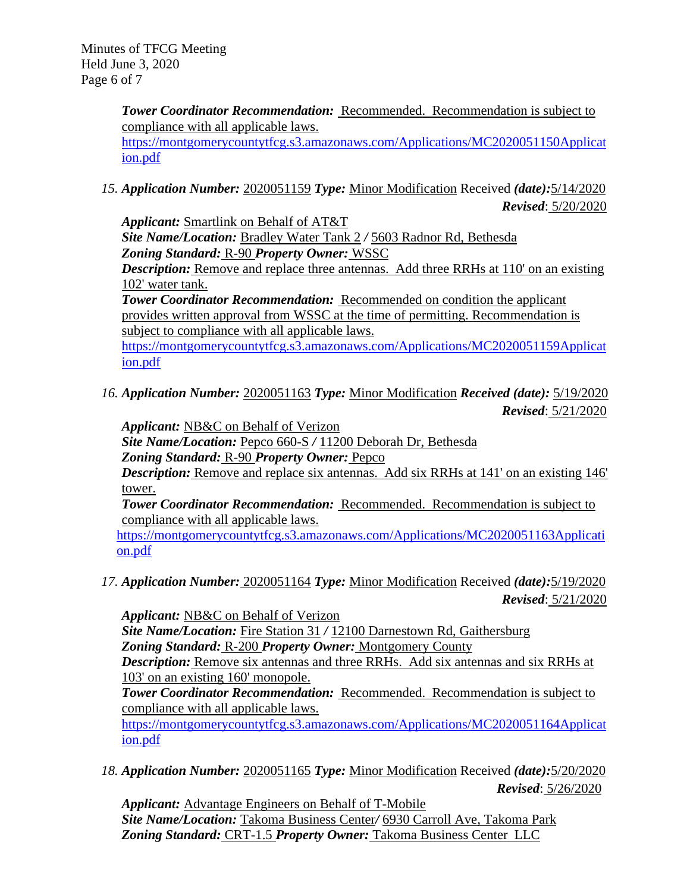***Tower Coordinator Recommendation:*** Recommended. Recommendation is subject to compliance with all applicable laws.
https://montgomerycountytfcg.s3.amazonaws.com/Applications/MC2020051150Application.pdf

15. ***Application Number:*** 2020051159 ***Type:*** Minor Modification Received ***(date):*** 5/14/2020 ***Revised***: 5/20/2020

***Applicant:*** Smartlink on Behalf of AT&T
***Site Name/Location:*** Bradley Water Tank 2 / 5603 Radnor Rd, Bethesda
***Zoning Standard:*** R-90 ***Property Owner:*** WSSC
***Description:*** Remove and replace three antennas. Add three RRHs at 110' on an existing 102' water tank.
***Tower Coordinator Recommendation:*** Recommended on condition the applicant provides written approval from WSSC at the time of permitting. Recommendation is subject to compliance with all applicable laws.
https://montgomerycountytfcg.s3.amazonaws.com/Applications/MC2020051159Application.pdf

16. ***Application Number:*** 2020051163 ***Type:*** Minor Modification ***Received (date):*** 5/19/2020 ***Revised***: 5/21/2020

***Applicant:*** NB&C on Behalf of Verizon
***Site Name/Location:*** Pepco 660-S / 11200 Deborah Dr, Bethesda
***Zoning Standard:*** R-90 ***Property Owner:*** Pepco
***Description:*** Remove and replace six antennas. Add six RRHs at 141' on an existing 146' tower.
***Tower Coordinator Recommendation:*** Recommended. Recommendation is subject to compliance with all applicable laws.
https://montgomerycountytfcg.s3.amazonaws.com/Applications/MC2020051163Application.pdf

17. ***Application Number:*** 2020051164 ***Type:*** Minor Modification Received ***(date):*** 5/19/2020 ***Revised***: 5/21/2020

***Applicant:*** NB&C on Behalf of Verizon
***Site Name/Location:*** Fire Station 31 / 12100 Darnestown Rd, Gaithersburg
***Zoning Standard:*** R-200 ***Property Owner:*** Montgomery County
***Description:*** Remove six antennas and three RRHs. Add six antennas and six RRHs at 103' on an existing 160' monopole.
***Tower Coordinator Recommendation:*** Recommended. Recommendation is subject to compliance with all applicable laws.
https://montgomerycountytfcg.s3.amazonaws.com/Applications/MC2020051164Application.pdf

18. ***Application Number:*** 2020051165 ***Type:*** Minor Modification Received ***(date):*** 5/20/2020 ***Revised***: 5/26/2020

***Applicant:*** Advantage Engineers on Behalf of T-Mobile
***Site Name/Location:*** Takoma Business Center/ 6930 Carroll Ave, Takoma Park
***Zoning Standard:*** CRT-1.5 ***Property Owner:*** Takoma Business Center LLC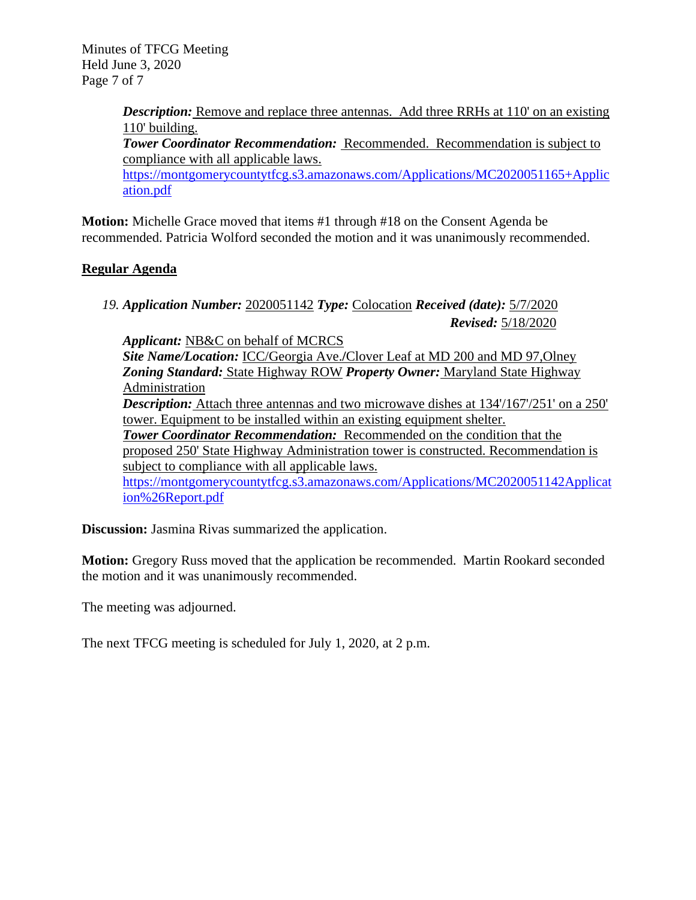*Description:* Remove and replace three antennas. Add three RRHs at 110' on an existing 110' building.
*Tower Coordinator Recommendation:* Recommended. Recommendation is subject to compliance with all applicable laws.
https://montgomerycountytfcg.s3.amazonaws.com/Applications/MC2020051165+Application.pdf

**Motion:** Michelle Grace moved that items #1 through #18 on the Consent Agenda be recommended. Patricia Wolford seconded the motion and it was unanimously recommended.

## Regular Agenda

19. ***Application Number:*** 2020051142 ***Type:*** Colocation ***Received (date):*** 5/7/2020
***Revised:*** 5/18/2020

*Applicant:* NB&C on behalf of MCRCS
*Site Name/Location:* ICC/Georgia Ave./Clover Leaf at MD 200 and MD 97,Olney
*Zoning Standard:* State Highway ROW *Property Owner:* Maryland State Highway Administration
*Description:* Attach three antennas and two microwave dishes at 134'/167'/251' on a 250' tower. Equipment to be installed within an existing equipment shelter.
*Tower Coordinator Recommendation:* Recommended on the condition that the proposed 250' State Highway Administration tower is constructed. Recommendation is subject to compliance with all applicable laws.
https://montgomerycountytfcg.s3.amazonaws.com/Applications/MC2020051142Application%26Report.pdf

**Discussion:** Jasmina Rivas summarized the application.

**Motion:** Gregory Russ moved that the application be recommended. Martin Rookard seconded the motion and it was unanimously recommended.

The meeting was adjourned.

The next TFCG meeting is scheduled for July 1, 2020, at 2 p.m.